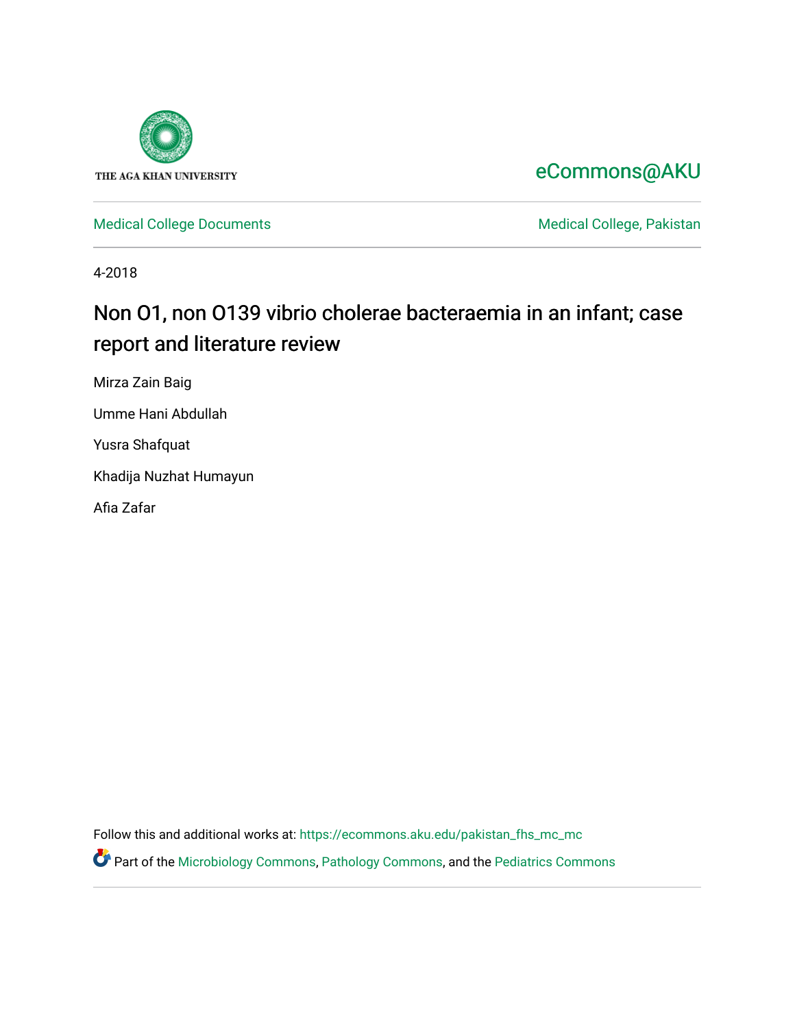THE AGA KHAN UNIVERSITY

eCommons@AKU

Medical College Documents

Medical College, Pakistan

4-2018

# Non O1, non O139 vibrio cholerae bacteraemia in an infant; case report and literature review

Mirza Zain Baig

Umme Hani Abdullah

Yusra Shafquat

Khadija Nuzhat Humayun

Afia Zafar

Follow this and additional works at: https://ecommons.aku.edu/pakistan_fhs_mc_mc

Part of the Microbiology Commons, Pathology Commons, and the Pediatrics Commons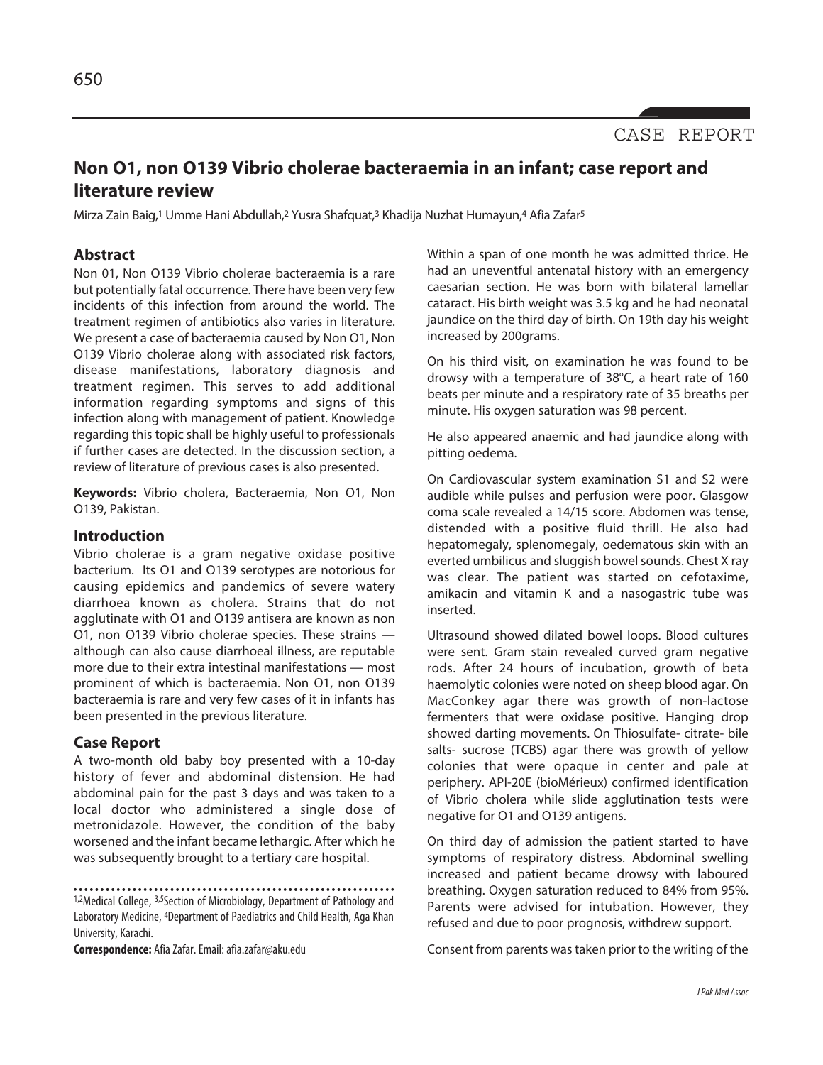CASE REPORT

# Non O1, non O139 Vibrio cholerae bacteraemia in an infant; case report and literature review

Mirza Zain Baig,[1] Umme Hani Abdullah,[2] Yusra Shafquat,[3] Khadija Nuzhat Humayun,[4] Afia Zafar[5]

## Abstract

Non 01, Non O139 Vibrio cholerae bacteraemia is a rare but potentially fatal occurrence. There have been very few incidents of this infection from around the world. The treatment regimen of antibiotics also varies in literature. We present a case of bacteraemia caused by Non O1, Non O139 Vibrio cholerae along with associated risk factors, disease manifestations, laboratory diagnosis and treatment regimen. This serves to add additional information regarding symptoms and signs of this infection along with management of patient. Knowledge regarding this topic shall be highly useful to professionals if further cases are detected. In the discussion section, a review of literature of previous cases is also presented.

**Keywords:** Vibrio cholera, Bacteraemia, Non O1, Non O139, Pakistan.

## Introduction

Vibrio cholerae is a gram negative oxidase positive bacterium. Its O1 and O139 serotypes are notorious for causing epidemics and pandemics of severe watery diarrhoea known as cholera. Strains that do not agglutinate with O1 and O139 antisera are known as non O1, non O139 Vibrio cholerae species. These strains — although can also cause diarrhoeal illness, are reputable more due to their extra intestinal manifestations — most prominent of which is bacteraemia. Non O1, non O139 bacteraemia is rare and very few cases of it in infants has been presented in the previous literature.

## Case Report

A two-month old baby boy presented with a 10-day history of fever and abdominal distension. He had abdominal pain for the past 3 days and was taken to a local doctor who administered a single dose of metronidazole. However, the condition of the baby worsened and the infant became lethargic. After which he was subsequently brought to a tertiary care hospital.

Within a span of one month he was admitted thrice. He had an uneventful antenatal history with an emergency caesarian section. He was born with bilateral lamellar cataract. His birth weight was 3.5 kg and he had neonatal jaundice on the third day of birth. On 19th day his weight increased by 200grams.

On his third visit, on examination he was found to be drowsy with a temperature of 38°C, a heart rate of 160 beats per minute and a respiratory rate of 35 breaths per minute. His oxygen saturation was 98 percent.

He also appeared anaemic and had jaundice along with pitting oedema.

On Cardiovascular system examination S1 and S2 were audible while pulses and perfusion were poor. Glasgow coma scale revealed a 14/15 score. Abdomen was tense, distended with a positive fluid thrill. He also had hepatomegaly, splenomegaly, oedematous skin with an everted umbilicus and sluggish bowel sounds. Chest X ray was clear. The patient was started on cefotaxime, amikacin and vitamin K and a nasogastric tube was inserted.

Ultrasound showed dilated bowel loops. Blood cultures were sent. Gram stain revealed curved gram negative rods. After 24 hours of incubation, growth of beta haemolytic colonies were noted on sheep blood agar. On MacConkey agar there was growth of non-lactose fermenters that were oxidase positive. Hanging drop showed darting movements. On Thiosulfate- citrate- bile salts- sucrose (TCBS) agar there was growth of yellow colonies that were opaque in center and pale at periphery. API-20E (bioMérieux) confirmed identification of Vibrio cholera while slide agglutination tests were negative for O1 and O139 antigens.

On third day of admission the patient started to have symptoms of respiratory distress. Abdominal swelling increased and patient became drowsy with laboured breathing. Oxygen saturation reduced to 84% from 95%. Parents were advised for intubation. However, they refused and due to poor prognosis, withdrew support.

Consent from parents was taken prior to the writing of the

[1,2]Medical College, [3,5]Section of Microbiology, Department of Pathology and Laboratory Medicine, [4]Department of Paediatrics and Child Health, Aga Khan University, Karachi.

**Correspondence:** Afia Zafar. Email: afia.zafar@aku.edu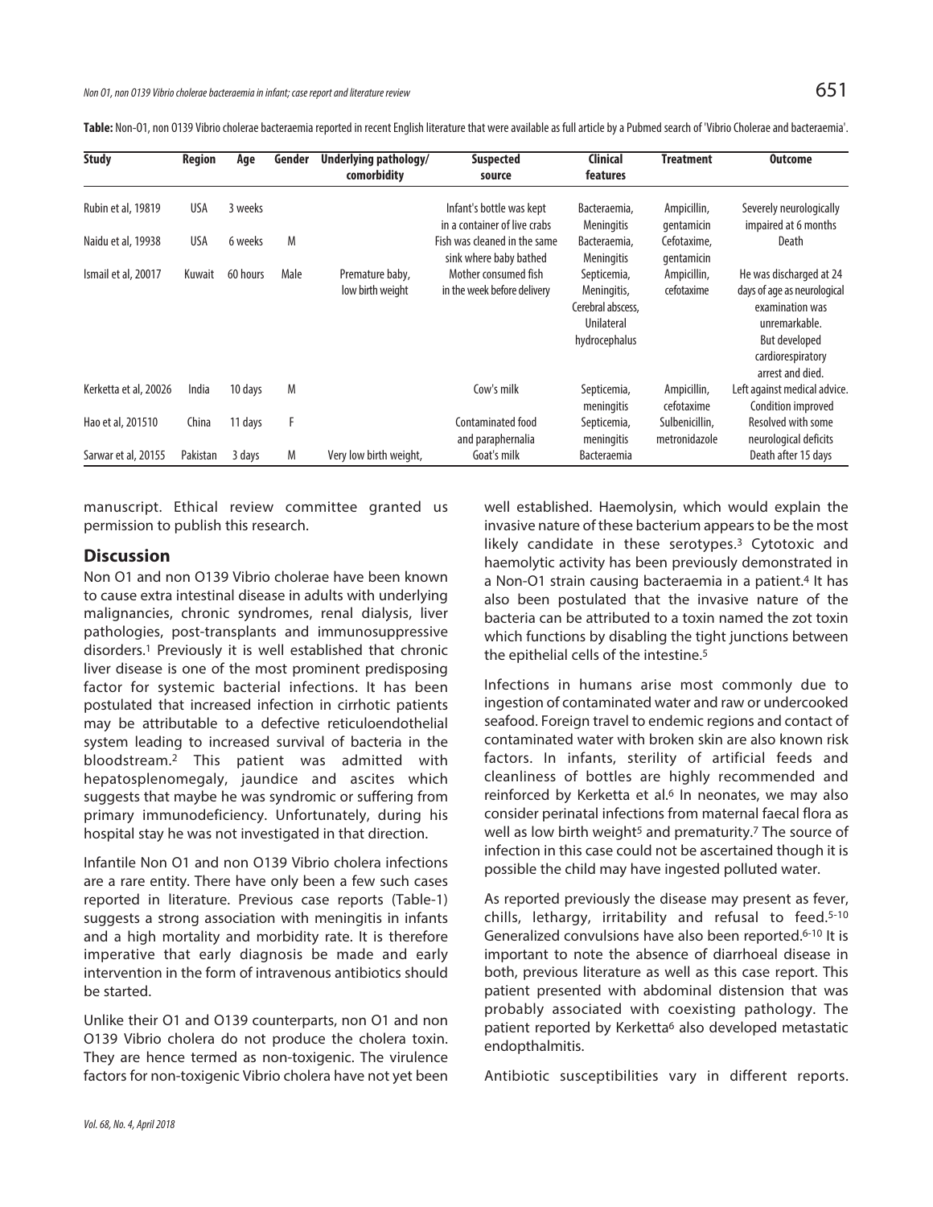**Table:** Non-01, non O139 Vibrio cholerae bacteraemia reported in recent English literature that were available as full article by a Pubmed search of 'Vibrio Cholerae and bacteraemia'.

| Study | Region | Age | Gender | Underlying pathology/ comorbidity | Suspected source | Clinical features | Treatment | Outcome |
|---|---|---|---|---|---|---|---|---|
| Rubin et al, 1981[9] | USA | 3 weeks | | | Infant's bottle was kept in a container of live crabs | Bacteraemia, Meningitis | Ampicillin, gentamicin | Severely neurologically impaired at 6 months |
| Naidu et al, 1993[8] | USA | 6 weeks | M | | Fish was cleaned in the same sink where baby bathed | Bacteraemia, Meningitis | Cefotaxime, gentamicin | Death |
| Ismail et al, 2001[7] | Kuwait | 60 hours | Male | Premature baby, low birth weight | Mother consumed fish in the week before delivery | Septicemia, Meningitis, Cerebral abscess, Unilateral hydrocephalus | Ampicillin, cefotaxime | He was discharged at 24 days of age as neurological examination was unremarkable. But developed cardiorespiratory arrest and died. |
| Kerketta et al, 2002[6] | India | 10 days | M | | Cow's milk | Septicemia, meningitis | Ampicillin, cefotaxime | Left against medical advice. Condition improved |
| Hao et al, 2015[10] | China | 11 days | F | | Contaminated food and paraphernalia | Septicemia, meningitis | Sulbenicillin, metronidazole | Resolved with some neurological deficits |
| Sarwar et al, 2015[5] | Pakistan | 3 days | M | Very low birth weight, | Goat's milk | Bacteraemia | | Death after 15 days |

manuscript. Ethical review committee granted us permission to publish this research.

## Discussion

Non O1 and non O139 Vibrio cholerae have been known to cause extra intestinal disease in adults with underlying malignancies, chronic syndromes, renal dialysis, liver pathologies, post-transplants and immunosuppressive disorders.[1] Previously it is well established that chronic liver disease is one of the most prominent predisposing factor for systemic bacterial infections. It has been postulated that increased infection in cirrhotic patients may be attributable to a defective reticuloendothelial system leading to increased survival of bacteria in the bloodstream.[2] This patient was admitted with hepatosplenomegaly, jaundice and ascites which suggests that maybe he was syndromic or suffering from primary immunodeficiency. Unfortunately, during his hospital stay he was not investigated in that direction.

Infantile Non O1 and non O139 Vibrio cholera infections are a rare entity. There have only been a few such cases reported in literature. Previous case reports (Table-1) suggests a strong association with meningitis in infants and a high mortality and morbidity rate. It is therefore imperative that early diagnosis be made and early intervention in the form of intravenous antibiotics should be started.

Unlike their O1 and O139 counterparts, non O1 and non O139 Vibrio cholera do not produce the cholera toxin. They are hence termed as non-toxigenic. The virulence factors for non-toxigenic Vibrio cholera have not yet been well established. Haemolysin, which would explain the invasive nature of these bacterium appears to be the most likely candidate in these serotypes.[3] Cytotoxic and haemolytic activity has been previously demonstrated in a Non-O1 strain causing bacteraemia in a patient.[4] It has also been postulated that the invasive nature of the bacteria can be attributed to a toxin named the zot toxin which functions by disabling the tight junctions between the epithelial cells of the intestine.[5]

Infections in humans arise most commonly due to ingestion of contaminated water and raw or undercooked seafood. Foreign travel to endemic regions and contact of contaminated water with broken skin are also known risk factors. In infants, sterility of artificial feeds and cleanliness of bottles are highly recommended and reinforced by Kerketta et al.[6] In neonates, we may also consider perinatal infections from maternal faecal flora as well as low birth weight[5] and prematurity.[7] The source of infection in this case could not be ascertained though it is possible the child may have ingested polluted water.

As reported previously the disease may present as fever, chills, lethargy, irritability and refusal to feed.[5-10] Generalized convulsions have also been reported.[6-10] It is important to note the absence of diarrhoeal disease in both, previous literature as well as this case report. This patient presented with abdominal distension that was probably associated with coexisting pathology. The patient reported by Kerketta[6] also developed metastatic endopthalmitis.

Antibiotic susceptibilities vary in different reports.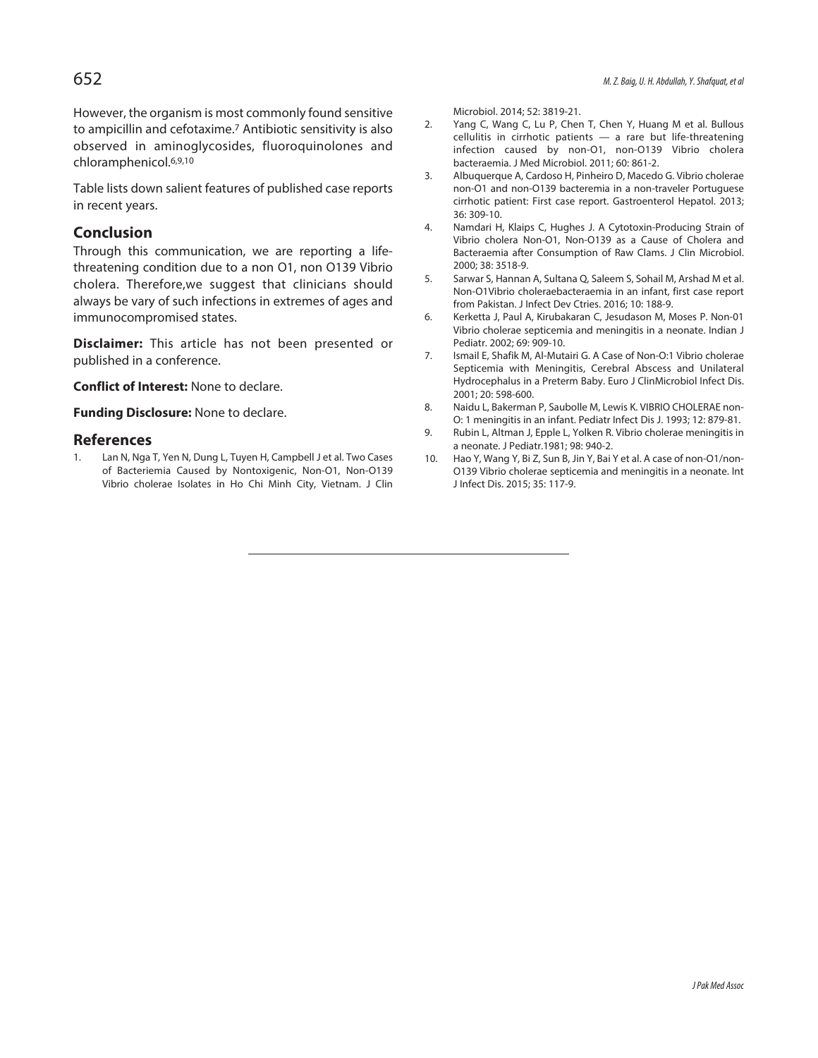However, the organism is most commonly found sensitive to ampicillin and cefotaxime.[7] Antibiotic sensitivity is also observed in aminoglycosides, fluoroquinolones and chloramphenicol.[6,9,10]

Table lists down salient features of published case reports in recent years.

## Conclusion

Through this communication, we are reporting a life-threatening condition due to a non O1, non O139 Vibrio cholera. Therefore,we suggest that clinicians should always be vary of such infections in extremes of ages and immunocompromised states.

**Disclaimer:** This article has not been presented or published in a conference.

**Conflict of Interest:** None to declare.

**Funding Disclosure:** None to declare.

## References

1. Lan N, Nga T, Yen N, Dung L, Tuyen H, Campbell J et al. Two Cases of Bacteriemia Caused by Nontoxigenic, Non-O1, Non-O139 Vibrio cholerae Isolates in Ho Chi Minh City, Vietnam. J Clin Microbiol. 2014; 52: 3819-21.
2. Yang C, Wang C, Lu P, Chen T, Chen Y, Huang M et al. Bullous cellulitis in cirrhotic patients — a rare but life-threatening infection caused by non-O1, non-O139 Vibrio cholera bacteraemia. J Med Microbiol. 2011; 60: 861-2.
3. Albuquerque A, Cardoso H, Pinheiro D, Macedo G. Vibrio cholerae non-O1 and non-O139 bacteremia in a non-traveler Portuguese cirrhotic patient: First case report. Gastroenterol Hepatol. 2013; 36: 309-10.
4. Namdari H, Klaips C, Hughes J. A Cytotoxin-Producing Strain of Vibrio cholera Non-O1, Non-O139 as a Cause of Cholera and Bacteraemia after Consumption of Raw Clams. J Clin Microbiol. 2000; 38: 3518-9.
5. Sarwar S, Hannan A, Sultana Q, Saleem S, Sohail M, Arshad M et al. Non-O1Vibrio choleraebacteraemia in an infant, first case report from Pakistan. J Infect Dev Ctries. 2016; 10: 188-9.
6. Kerketta J, Paul A, Kirubakaran C, Jesudason M, Moses P. Non-01 Vibrio cholerae septicemia and meningitis in a neonate. Indian J Pediatr. 2002; 69: 909-10.
7. Ismail E, Shafik M, Al-Mutairi G. A Case of Non-O:1 Vibrio cholerae Septicemia with Meningitis, Cerebral Abscess and Unilateral Hydrocephalus in a Preterm Baby. Euro J ClinMicrobiol Infect Dis. 2001; 20: 598-600.
8. Naidu L, Bakerman P, Saubolle M, Lewis K. VIBRIO CHOLERAE non-O: 1 meningitis in an infant. Pediatr Infect Dis J. 1993; 12: 879-81.
9. Rubin L, Altman J, Epple L, Yolken R. Vibrio cholerae meningitis in a neonate. J Pediatr.1981; 98: 940-2.
10. Hao Y, Wang Y, Bi Z, Sun B, Jin Y, Bai Y et al. A case of non-O1/non-O139 Vibrio cholerae septicemia and meningitis in a neonate. Int J Infect Dis. 2015; 35: 117-9.